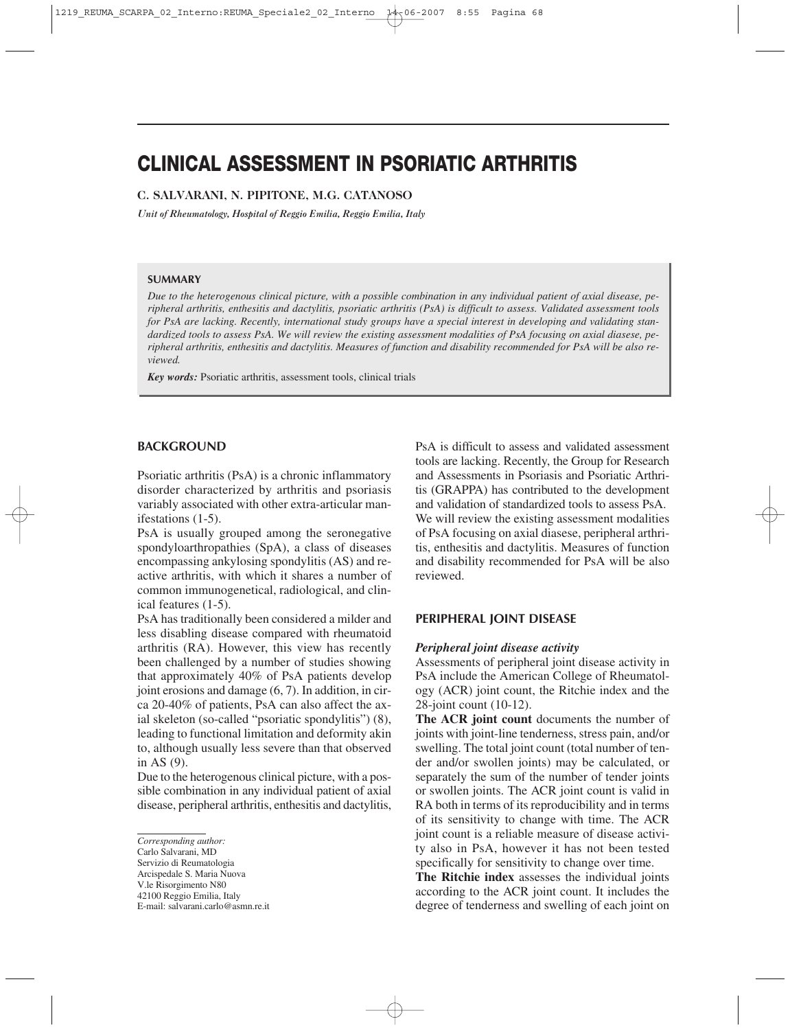# CLINICAL ASSESSMENT IN PSORIATIC ARTHRITIS

**C. SALVARANI, N. PIPITONE, M.G. CATANOSO**

*Unit of Rheumatology, Hospital of Reggio Emilia, Reggio Emilia, Italy*

**SUMMARY**

*Due to the heterogenous clinical picture, with a possible combination in any individual patient of axial disease, peripheral arthritis, enthesitis and dactylitis, psoriatic arthritis (PsA) is difficult to assess. Validated assessment tools for PsA are lacking. Recently, international study groups have a special interest in developing and validating standardized tools to assess PsA. We will review the existing assessment modalities of PsA focusing on axial diasese, peripheral arthritis, enthesitis and dactylitis. Measures of function and disability recommended for PsA will be also reviewed.*

***Key words:*** Psoriatic arthritis, assessment tools, clinical trials

## BACKGROUND

Psoriatic arthritis (PsA) is a chronic inflammatory disorder characterized by arthritis and psoriasis variably associated with other extra-articular manifestations (1-5).

PsA is usually grouped among the seronegative spondyloarthropathies (SpA), a class of diseases encompassing ankylosing spondylitis (AS) and reactive arthritis, with which it shares a number of common immunogenetical, radiological, and clinical features (1-5).

PsA has traditionally been considered a milder and less disabling disease compared with rheumatoid arthritis (RA). However, this view has recently been challenged by a number of studies showing that approximately 40% of PsA patients develop joint erosions and damage (6, 7). In addition, in circa 20-40% of patients, PsA can also affect the axial skeleton (so-called "psoriatic spondylitis") (8), leading to functional limitation and deformity akin to, although usually less severe than that observed in AS (9).

Due to the heterogenous clinical picture, with a possible combination in any individual patient of axial disease, peripheral arthritis, enthesitis and dactylitis, PsA is difficult to assess and validated assessment tools are lacking. Recently, the Group for Research and Assessments in Psoriasis and Psoriatic Arthritis (GRAPPA) has contributed to the development and validation of standardized tools to assess PsA. We will review the existing assessment modalities of PsA focusing on axial diasese, peripheral arthritis, enthesitis and dactylitis. Measures of function and disability recommended for PsA will be also reviewed.

*Corresponding author:*
Carlo Salvarani, MD
Servizio di Reumatologia
Arcispedale S. Maria Nuova
V.le Risorgimento N80
42100 Reggio Emilia, Italy
E-mail: salvarani.carlo@asmn.re.it

## PERIPHERAL JOINT DISEASE

### *Peripheral joint disease activity*

Assessments of peripheral joint disease activity in PsA include the American College of Rheumatology (ACR) joint count, the Ritchie index and the 28-joint count (10-12).

**The ACR joint count** documents the number of joints with joint-line tenderness, stress pain, and/or swelling. The total joint count (total number of tender and/or swollen joints) may be calculated, or separately the sum of the number of tender joints or swollen joints. The ACR joint count is valid in RA both in terms of its reproducibility and in terms of its sensitivity to change with time. The ACR joint count is a reliable measure of disease activity also in PsA, however it has not been tested specifically for sensitivity to change over time.

**The Ritchie index** assesses the individual joints according to the ACR joint count. It includes the degree of tenderness and swelling of each joint on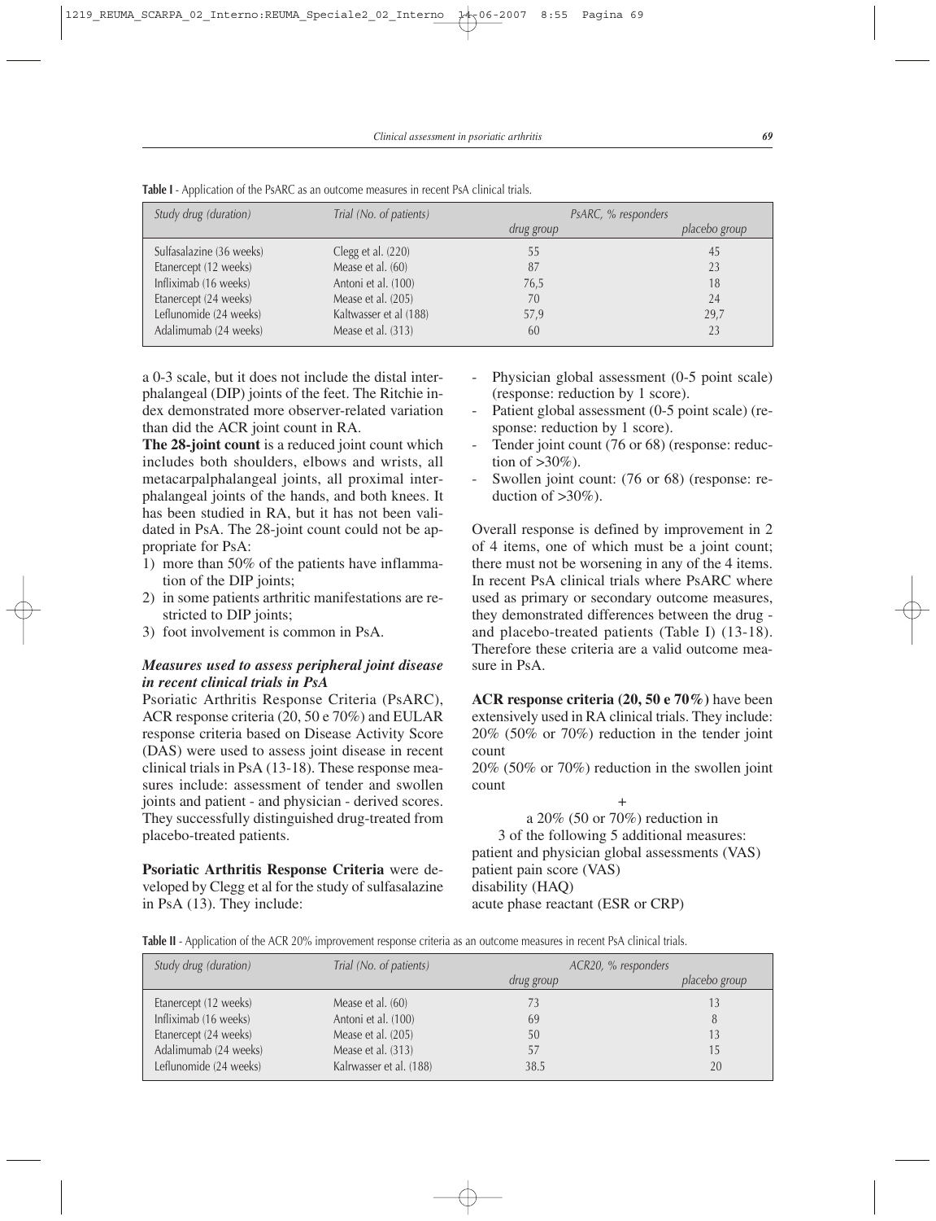**Table I** - Application of the PsARC as an outcome measures in recent PsA clinical trials.

| *Study drug (duration)* | *Trial (No. of patients)* | *PsARC, % responders* | |
|---|---|---|---|
| | | *drug group* | *placebo group* |
| Sulfasalazine (36 weeks) | Clegg et al. (220) | 55 | 45 |
| Etanercept (12 weeks) | Mease et al. (60) | 87 | 23 |
| Infliximab (16 weeks) | Antoni et al. (100) | 76,5 | 18 |
| Etanercept (24 weeks) | Mease et al. (205) | 70 | 24 |
| Leflunomide (24 weeks) | Kaltwasser et al (188) | 57,9 | 29,7 |
| Adalimumab (24 weeks) | Mease et al. (313) | 60 | 23 |

a 0-3 scale, but it does not include the distal interphalangeal (DIP) joints of the feet. The Ritchie index demonstrated more observer-related variation than did the ACR joint count in RA.

**The 28-joint count** is a reduced joint count which includes both shoulders, elbows and wrists, all metacarpalphalangeal joints, all proximal interphalangeal joints of the hands, and both knees. It has been studied in RA, but it has not been validated in PsA. The 28-joint count could not be appropriate for PsA:

1) more than 50% of the patients have inflammation of the DIP joints;
2) in some patients arthritic manifestations are restricted to DIP joints;
3) foot involvement is common in PsA.

### *Measures used to assess peripheral joint disease in recent clinical trials in PsA*

Psoriatic Arthritis Response Criteria (PsARC), ACR response criteria (20, 50 e 70%) and EULAR response criteria based on Disease Activity Score (DAS) were used to assess joint disease in recent clinical trials in PsA (13-18). These response measures include: assessment of tender and swollen joints and patient - and physician - derived scores. They successfully distinguished drug-treated from placebo-treated patients.

**Psoriatic Arthritis Response Criteria** were developed by Clegg et al for the study of sulfasalazine in PsA (13). They include:

- Physician global assessment (0-5 point scale) (response: reduction by 1 score).
- Patient global assessment (0-5 point scale) (response: reduction by 1 score).
- Tender joint count (76 or 68) (response: reduction of >30%).
- Swollen joint count: (76 or 68) (response: reduction of >30%).

Overall response is defined by improvement in 2 of 4 items, one of which must be a joint count; there must not be worsening in any of the 4 items. In recent PsA clinical trials where PsARC where used as primary or secondary outcome measures, they demonstrated differences between the drug - and placebo-treated patients (Table I) (13-18). Therefore these criteria are a valid outcome measure in PsA.

**ACR response criteria (20, 50 e 70%)** have been extensively used in RA clinical trials. They include: 20% (50% or 70%) reduction in the tender joint count
20% (50% or 70%) reduction in the swollen joint count

+

a 20% (50 or 70%) reduction in
3 of the following 5 additional measures:
patient and physician global assessments (VAS)
patient pain score (VAS)
disability (HAQ)
acute phase reactant (ESR or CRP)

**Table II** - Application of the ACR 20% improvement response criteria as an outcome measures in recent PsA clinical trials.

| *Study drug (duration)* | *Trial (No. of patients)* | *ACR20, % responders* | |
|---|---|---|---|
| | | *drug group* | *placebo group* |
| Etanercept (12 weeks) | Mease et al. (60) | 73 | 13 |
| Infliximab (16 weeks) | Antoni et al. (100) | 69 | 8 |
| Etanercept (24 weeks) | Mease et al. (205) | 50 | 13 |
| Adalimumab (24 weeks) | Mease et al. (313) | 57 | 15 |
| Leflunomide (24 weeks) | Kalrwasser et al. (188) | 38.5 | 20 |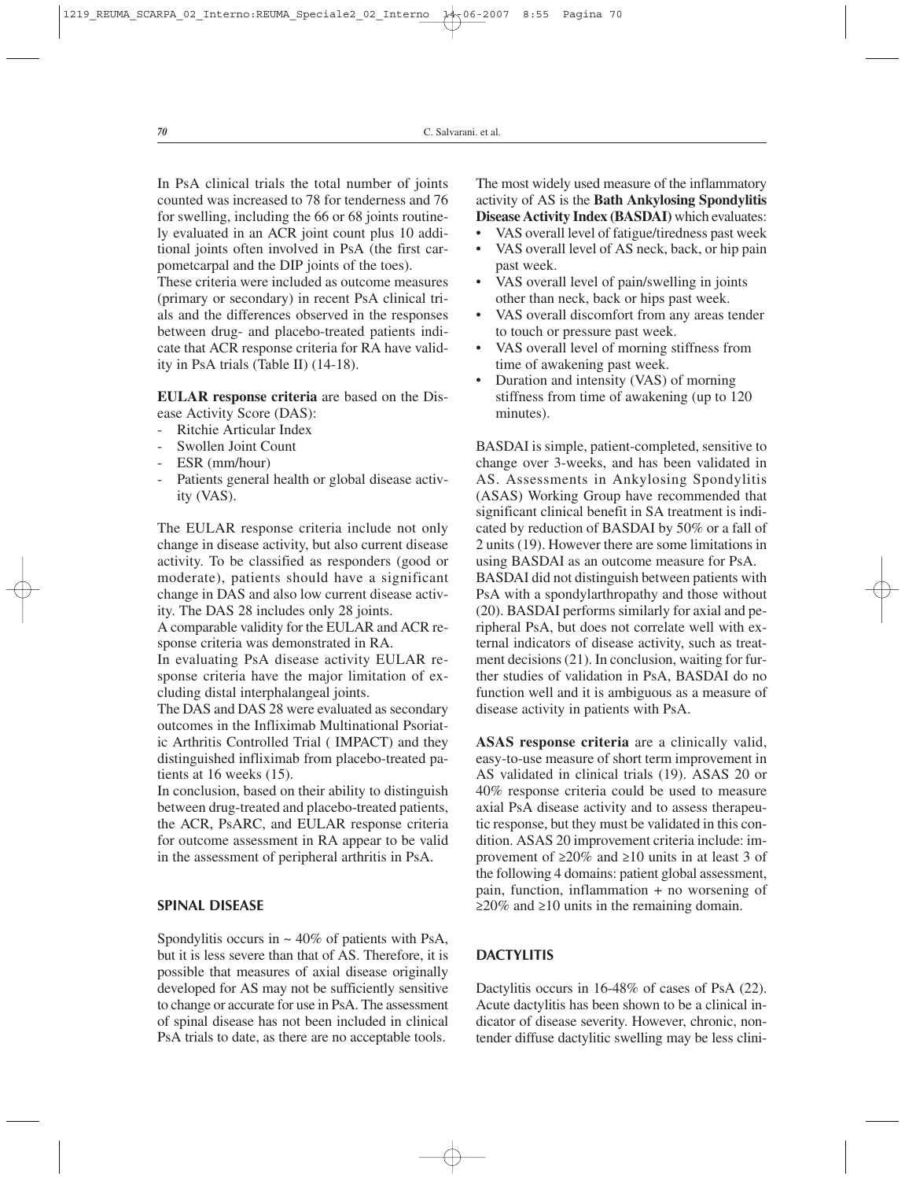In PsA clinical trials the total number of joints counted was increased to 78 for tenderness and 76 for swelling, including the 66 or 68 joints routinely evaluated in an ACR joint count plus 10 additional joints often involved in PsA (the first carpometcarpal and the DIP joints of the toes).

These criteria were included as outcome measures (primary or secondary) in recent PsA clinical trials and the differences observed in the responses between drug- and placebo-treated patients indicate that ACR response criteria for RA have validity in PsA trials (Table II) (14-18).

**EULAR response criteria** are based on the Disease Activity Score (DAS):

- Ritchie Articular Index
- Swollen Joint Count
- ESR (mm/hour)
- Patients general health or global disease activity (VAS).

The EULAR response criteria include not only change in disease activity, but also current disease activity. To be classified as responders (good or moderate), patients should have a significant change in DAS and also low current disease activity. The DAS 28 includes only 28 joints.

A comparable validity for the EULAR and ACR response criteria was demonstrated in RA.

In evaluating PsA disease activity EULAR response criteria have the major limitation of excluding distal interphalangeal joints.

The DAS and DAS 28 were evaluated as secondary outcomes in the Infliximab Multinational Psoriatic Arthritis Controlled Trial ( IMPACT) and they distinguished infliximab from placebo-treated patients at 16 weeks (15).

In conclusion, based on their ability to distinguish between drug-treated and placebo-treated patients, the ACR, PsARC, and EULAR response criteria for outcome assessment in RA appear to be valid in the assessment of peripheral arthritis in PsA.

## SPINAL DISEASE

Spondylitis occurs in ~ 40% of patients with PsA, but it is less severe than that of AS. Therefore, it is possible that measures of axial disease originally developed for AS may not be sufficiently sensitive to change or accurate for use in PsA. The assessment of spinal disease has not been included in clinical PsA trials to date, as there are no acceptable tools.

The most widely used measure of the inflammatory activity of AS is the **Bath Ankylosing Spondylitis Disease Activity Index (BASDAI)** which evaluates:

- VAS overall level of fatigue/tiredness past week
- VAS overall level of AS neck, back, or hip pain past week.
- VAS overall level of pain/swelling in joints other than neck, back or hips past week.
- VAS overall discomfort from any areas tender to touch or pressure past week.
- VAS overall level of morning stiffness from time of awakening past week.
- Duration and intensity (VAS) of morning stiffness from time of awakening (up to 120 minutes).

BASDAI is simple, patient-completed, sensitive to change over 3-weeks, and has been validated in AS. Assessments in Ankylosing Spondylitis (ASAS) Working Group have recommended that significant clinical benefit in SA treatment is indicated by reduction of BASDAI by 50% or a fall of 2 units (19). However there are some limitations in using BASDAI as an outcome measure for PsA.

BASDAI did not distinguish between patients with PsA with a spondylarthropathy and those without (20). BASDAI performs similarly for axial and peripheral PsA, but does not correlate well with external indicators of disease activity, such as treatment decisions (21). In conclusion, waiting for further studies of validation in PsA, BASDAI do no function well and it is ambiguous as a measure of disease activity in patients with PsA.

**ASAS response criteria** are a clinically valid, easy-to-use measure of short term improvement in AS validated in clinical trials (19). ASAS 20 or 40% response criteria could be used to measure axial PsA disease activity and to assess therapeutic response, but they must be validated in this condition. ASAS 20 improvement criteria include: improvement of ≥20% and ≥10 units in at least 3 of the following 4 domains: patient global assessment, pain, function, inflammation + no worsening of ≥20% and ≥10 units in the remaining domain.

## DACTYLITIS

Dactylitis occurs in 16-48% of cases of PsA (22). Acute dactylitis has been shown to be a clinical indicator of disease severity. However, chronic, nontender diffuse dactylitic swelling may be less clini-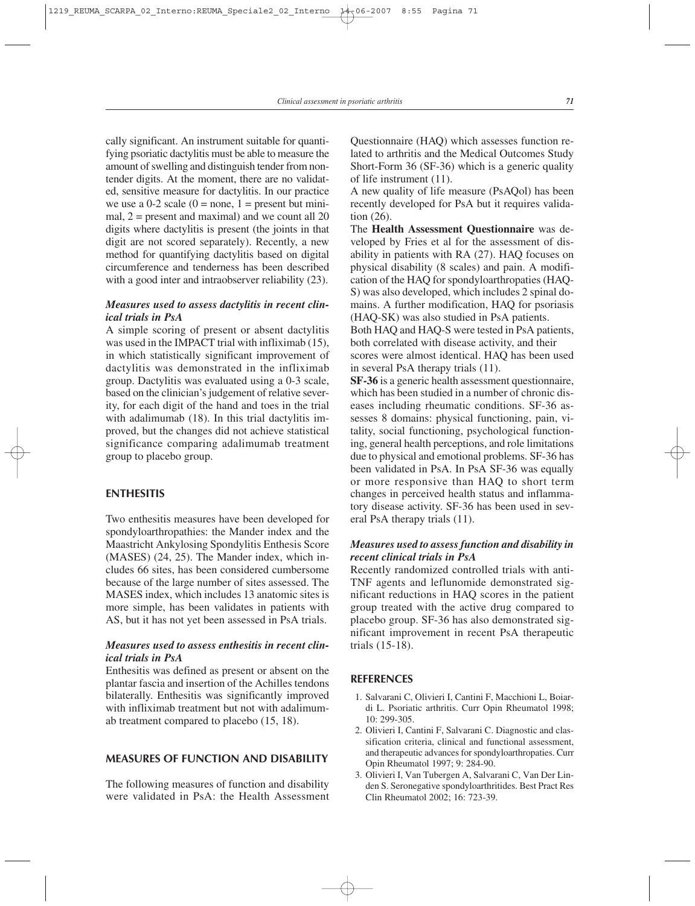cally significant. An instrument suitable for quantifying psoriatic dactylitis must be able to measure the amount of swelling and distinguish tender from non-tender digits. At the moment, there are no validated, sensitive measure for dactylitis. In our practice we use a 0-2 scale (0 = none, 1 = present but minimal, 2 = present and maximal) and we count all 20 digits where dactylitis is present (the joints in that digit are not scored separately). Recently, a new method for quantifying dactylitis based on digital circumference and tenderness has been described with a good inter and intraobserver reliability (23).

### *Measures used to assess dactylitis in recent clinical trials in PsA*

A simple scoring of present or absent dactylitis was used in the IMPACT trial with infliximab (15), in which statistically significant improvement of dactylitis was demonstrated in the infliximab group. Dactylitis was evaluated using a 0-3 scale, based on the clinician's judgement of relative severity, for each digit of the hand and toes in the trial with adalimumab (18). In this trial dactylitis improved, but the changes did not achieve statistical significance comparing adalimumab treatment group to placebo group.

## ENTHESITIS

Two enthesitis measures have been developed for spondyloarthropathies: the Mander index and the Maastricht Ankylosing Spondylitis Enthesis Score (MASES) (24, 25). The Mander index, which includes 66 sites, has been considered cumbersome because of the large number of sites assessed. The MASES index, which includes 13 anatomic sites is more simple, has been validates in patients with AS, but it has not yet been assessed in PsA trials.

### *Measures used to assess enthesitis in recent clinical trials in PsA*

Enthesitis was defined as present or absent on the plantar fascia and insertion of the Achilles tendons bilaterally. Enthesitis was significantly improved with infliximab treatment but not with adalimumab treatment compared to placebo (15, 18).

## MEASURES OF FUNCTION AND DISABILITY

The following measures of function and disability were validated in PsA: the Health Assessment Questionnaire (HAQ) which assesses function related to arthritis and the Medical Outcomes Study Short-Form 36 (SF-36) which is a generic quality of life instrument (11).

A new quality of life measure (PsAQol) has been recently developed for PsA but it requires validation (26).

The **Health Assessment Questionnaire** was developed by Fries et al for the assessment of disability in patients with RA (27). HAQ focuses on physical disability (8 scales) and pain. A modification of the HAQ for spondyloarthropaties (HAQ-S) was also developed, which includes 2 spinal domains. A further modification, HAQ for psoriasis (HAQ-SK) was also studied in PsA patients.

Both HAQ and HAQ-S were tested in PsA patients, both correlated with disease activity, and their scores were almost identical. HAQ has been used in several PsA therapy trials (11).

**SF-36** is a generic health assessment questionnaire, which has been studied in a number of chronic diseases including rheumatic conditions. SF-36 assesses 8 domains: physical functioning, pain, vitality, social functioning, psychological functioning, general health perceptions, and role limitations due to physical and emotional problems. SF-36 has been validated in PsA. In PsA SF-36 was equally or more responsive than HAQ to short term changes in perceived health status and inflammatory disease activity. SF-36 has been used in several PsA therapy trials (11).

### *Measures used to assess function and disability in recent clinical trials in PsA*

Recently randomized controlled trials with anti-TNF agents and leflunomide demonstrated significant reductions in HAQ scores in the patient group treated with the active drug compared to placebo group. SF-36 has also demonstrated significant improvement in recent PsA therapeutic trials (15-18).

## REFERENCES

1. Salvarani C, Olivieri I, Cantini F, Macchioni L, Boiardi L. Psoriatic arthritis. Curr Opin Rheumatol 1998; 10: 299-305.
2. Olivieri I, Cantini F, Salvarani C. Diagnostic and classification criteria, clinical and functional assessment, and therapeutic advances for spondyloarthropathies. Curr Opin Rheumatol 1997; 9: 284-90.
3. Olivieri I, Van Tubergen A, Salvarani C, Van Der Linden S. Seronegative spondyloarthritides. Best Pract Res Clin Rheumatol 2002; 16: 723-39.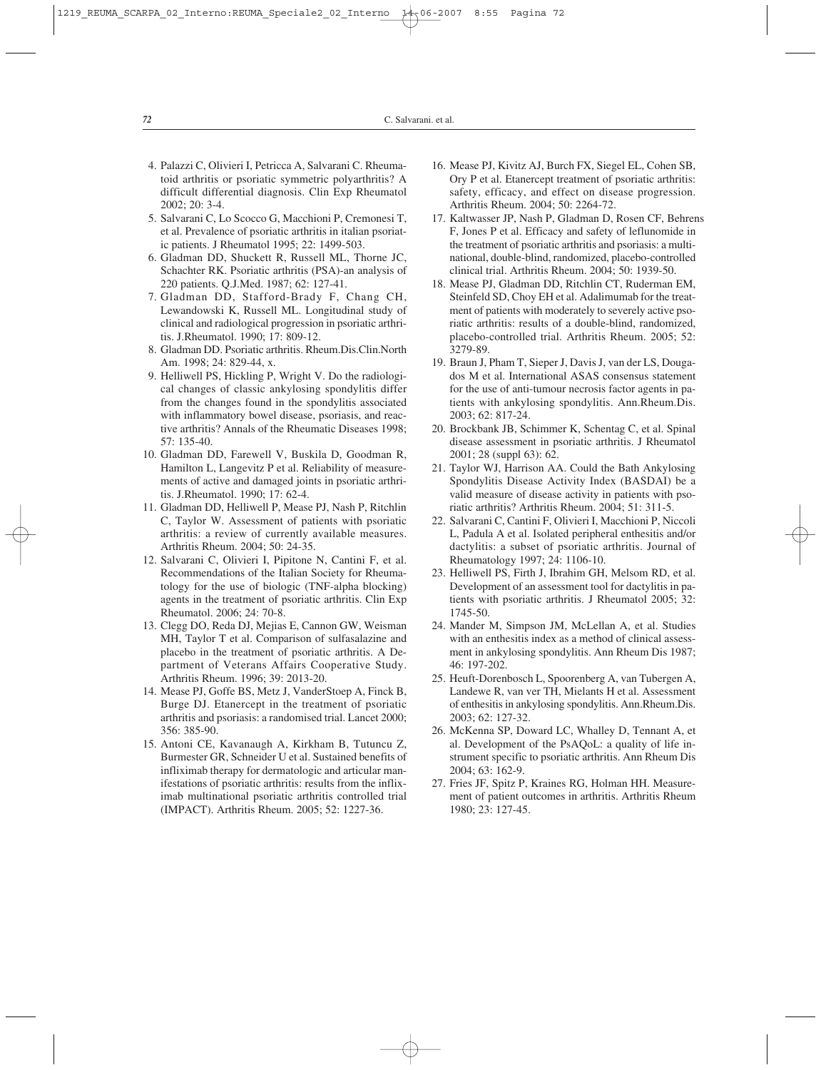4. Palazzi C, Olivieri I, Petricca A, Salvarani C. Rheumatoid arthritis or psoriatic symmetric polyarthritis? A difficult differential diagnosis. Clin Exp Rheumatol 2002; 20: 3-4.
5. Salvarani C, Lo Scocco G, Macchioni P, Cremonesi T, et al. Prevalence of psoriatic arthritis in italian psoriatic patients. J Rheumatol 1995; 22: 1499-503.
6. Gladman DD, Shuckett R, Russell ML, Thorne JC, Schachter RK. Psoriatic arthritis (PSA)-an analysis of 220 patients. Q.J.Med. 1987; 62: 127-41.
7. Gladman DD, Stafford-Brady F, Chang CH, Lewandowski K, Russell ML. Longitudinal study of clinical and radiological progression in psoriatic arthritis. J.Rheumatol. 1990; 17: 809-12.
8. Gladman DD. Psoriatic arthritis. Rheum.Dis.Clin.North Am. 1998; 24: 829-44, x.
9. Helliwell PS, Hickling P, Wright V. Do the radiological changes of classic ankylosing spondylitis differ from the changes found in the spondylitis associated with inflammatory bowel disease, psoriasis, and reactive arthritis? Annals of the Rheumatic Diseases 1998; 57: 135-40.
10. Gladman DD, Farewell V, Buskila D, Goodman R, Hamilton L, Langevitz P et al. Reliability of measurements of active and damaged joints in psoriatic arthritis. J.Rheumatol. 1990; 17: 62-4.
11. Gladman DD, Helliwell P, Mease PJ, Nash P, Ritchlin C, Taylor W. Assessment of patients with psoriatic arthritis: a review of currently available measures. Arthritis Rheum. 2004; 50: 24-35.
12. Salvarani C, Olivieri I, Pipitone N, Cantini F, et al. Recommendations of the Italian Society for Rheumatology for the use of biologic (TNF-alpha blocking) agents in the treatment of psoriatic arthritis. Clin Exp Rheumatol. 2006; 24: 70-8.
13. Clegg DO, Reda DJ, Mejias E, Cannon GW, Weisman MH, Taylor T et al. Comparison of sulfasalazine and placebo in the treatment of psoriatic arthritis. A Department of Veterans Affairs Cooperative Study. Arthritis Rheum. 1996; 39: 2013-20.
14. Mease PJ, Goffe BS, Metz J, VanderStoep A, Finck B, Burge DJ. Etanercept in the treatment of psoriatic arthritis and psoriasis: a randomised trial. Lancet 2000; 356: 385-90.
15. Antoni CE, Kavanaugh A, Kirkham B, Tutuncu Z, Burmester GR, Schneider U et al. Sustained benefits of infliximab therapy for dermatologic and articular manifestations of psoriatic arthritis: results from the infliximab multinational psoriatic arthritis controlled trial (IMPACT). Arthritis Rheum. 2005; 52: 1227-36.
16. Mease PJ, Kivitz AJ, Burch FX, Siegel EL, Cohen SB, Ory P et al. Etanercept treatment of psoriatic arthritis: safety, efficacy, and effect on disease progression. Arthritis Rheum. 2004; 50: 2264-72.
17. Kaltwasser JP, Nash P, Gladman D, Rosen CF, Behrens F, Jones P et al. Efficacy and safety of leflunomide in the treatment of psoriatic arthritis and psoriasis: a multinational, double-blind, randomized, placebo-controlled clinical trial. Arthritis Rheum. 2004; 50: 1939-50.
18. Mease PJ, Gladman DD, Ritchlin CT, Ruderman EM, Steinfeld SD, Choy EH et al. Adalimumab for the treatment of patients with moderately to severely active psoriatic arthritis: results of a double-blind, randomized, placebo-controlled trial. Arthritis Rheum. 2005; 52: 3279-89.
19. Braun J, Pham T, Sieper J, Davis J, van der LS, Dougados M et al. International ASAS consensus statement for the use of anti-tumour necrosis factor agents in patients with ankylosing spondylitis. Ann.Rheum.Dis. 2003; 62: 817-24.
20. Brockbank JB, Schimmer K, Schentag C, et al. Spinal disease assessment in psoriatic arthritis. J Rheumatol 2001; 28 (suppl 63): 62.
21. Taylor WJ, Harrison AA. Could the Bath Ankylosing Spondylitis Disease Activity Index (BASDAI) be a valid measure of disease activity in patients with psoriatic arthritis? Arthritis Rheum. 2004; 51: 311-5.
22. Salvarani C, Cantini F, Olivieri I, Macchioni P, Niccoli L, Padula A et al. Isolated peripheral enthesitis and/or dactylitis: a subset of psoriatic arthritis. Journal of Rheumatology 1997; 24: 1106-10.
23. Helliwell PS, Firth J, Ibrahim GH, Melsom RD, et al. Development of an assessment tool for dactylitis in patients with psoriatic arthritis. J Rheumatol 2005; 32: 1745-50.
24. Mander M, Simpson JM, McLellan A, et al. Studies with an enthesitis index as a method of clinical assessment in ankylosing spondylitis. Ann Rheum Dis 1987; 46: 197-202.
25. Heuft-Dorenbosch L, Spoorenberg A, van Tubergen A, Landewe R, van ver TH, Mielants H et al. Assessment of enthesitis in ankylosing spondylitis. Ann.Rheum.Dis. 2003; 62: 127-32.
26. McKenna SP, Doward LC, Whalley D, Tennant A, et al. Development of the PsAQoL: a quality of life instrument specific to psoriatic arthritis. Ann Rheum Dis 2004; 63: 162-9.
27. Fries JF, Spitz P, Kraines RG, Holman HH. Measurement of patient outcomes in arthritis. Arthritis Rheum 1980; 23: 127-45.